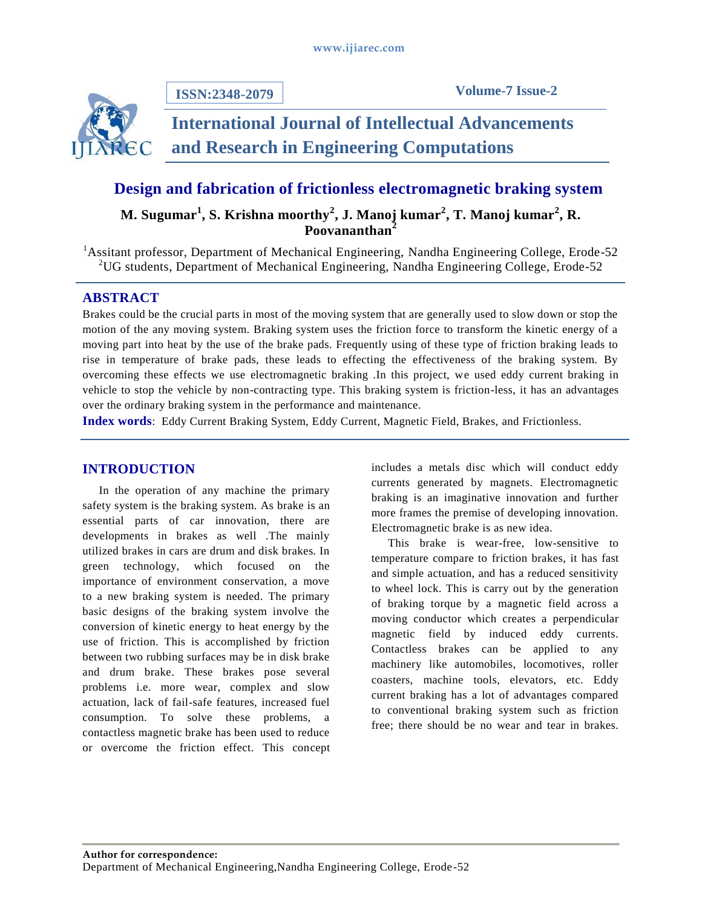# Design and fabrication of frictionless electromagnetic braking system

**M. Sugumar[1], S. Krishna moorthy[2], J. Manoj kumar[2], T. Manoj kumar[2], R. Poovananthan[2]**

[1]Assitant professor, Department of Mechanical Engineering, Nandha Engineering College, Erode-52
[2]UG students, Department of Mechanical Engineering, Nandha Engineering College, Erode-52

## ABSTRACT

Brakes could be the crucial parts in most of the moving system that are generally used to slow down or stop the motion of the any moving system. Braking system uses the friction force to transform the kinetic energy of a moving part into heat by the use of the brake pads. Frequently using of these type of friction braking leads to rise in temperature of brake pads, these leads to effecting the effectiveness of the braking system. By overcoming these effects we use electromagnetic braking .In this project, we used eddy current braking in vehicle to stop the vehicle by non-contracting type. This braking system is friction-less, it has an advantages over the ordinary braking system in the performance and maintenance.

**Index words**: Eddy Current Braking System, Eddy Current, Magnetic Field, Brakes, and Frictionless.

## INTRODUCTION

In the operation of any machine the primary safety system is the braking system. As brake is an essential parts of car innovation, there are developments in brakes as well .The mainly utilized brakes in cars are drum and disk brakes. In green technology, which focused on the importance of environment conservation, a move to a new braking system is needed. The primary basic designs of the braking system involve the conversion of kinetic energy to heat energy by the use of friction. This is accomplished by friction between two rubbing surfaces may be in disk brake and drum brake. These brakes pose several problems i.e. more wear, complex and slow actuation, lack of fail-safe features, increased fuel consumption. To solve these problems, a contactless magnetic brake has been used to reduce or overcome the friction effect. This concept includes a metals disc which will conduct eddy currents generated by magnets. Electromagnetic braking is an imaginative innovation and further more frames the premise of developing innovation. Electromagnetic brake is as new idea.

This brake is wear-free, low-sensitive to temperature compare to friction brakes, it has fast and simple actuation, and has a reduced sensitivity to wheel lock. This is carry out by the generation of braking torque by a magnetic field across a moving conductor which creates a perpendicular magnetic field by induced eddy currents. Contactless brakes can be applied to any machinery like automobiles, locomotives, roller coasters, machine tools, elevators, etc. Eddy current braking has a lot of advantages compared to conventional braking system such as friction free; there should be no wear and tear in brakes.

**Author for correspondence:**
Department of Mechanical Engineering,Nandha Engineering College, Erode-52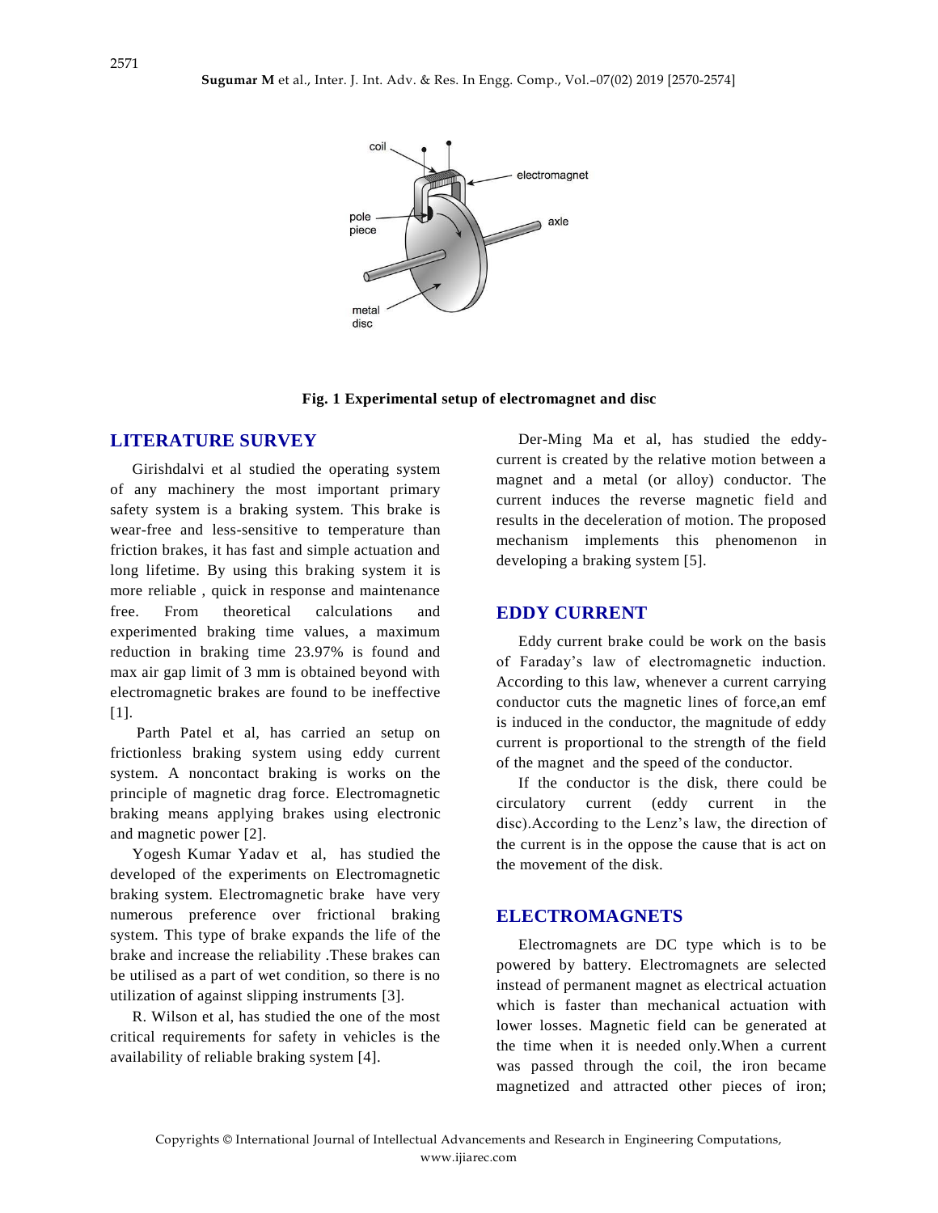Fig. 1 Experimental setup of electromagnet and disc

## LITERATURE SURVEY

Girishdalvi et al studied the operating system of any machinery the most important primary safety system is a braking system. This brake is wear-free and less-sensitive to temperature than friction brakes, it has fast and simple actuation and long lifetime. By using this braking system it is more reliable , quick in response and maintenance free. From theoretical calculations and experimented braking time values, a maximum reduction in braking time 23.97% is found and max air gap limit of 3 mm is obtained beyond with electromagnetic brakes are found to be ineffective [1].

Parth Patel et al, has carried an setup on frictionless braking system using eddy current system. A noncontact braking is works on the principle of magnetic drag force. Electromagnetic braking means applying brakes using electronic and magnetic power [2].

Yogesh Kumar Yadav et al, has studied the developed of the experiments on Electromagnetic braking system. Electromagnetic brake have very numerous preference over frictional braking system. This type of brake expands the life of the brake and increase the reliability .These brakes can be utilised as a part of wet condition, so there is no utilization of against slipping instruments [3].

R. Wilson et al, has studied the one of the most critical requirements for safety in vehicles is the availability of reliable braking system [4].

Der-Ming Ma et al, has studied the eddy-current is created by the relative motion between a magnet and a metal (or alloy) conductor. The current induces the reverse magnetic field and results in the deceleration of motion. The proposed mechanism implements this phenomenon in developing a braking system [5].

## EDDY CURRENT

Eddy current brake could be work on the basis of Faraday's law of electromagnetic induction. According to this law, whenever a current carrying conductor cuts the magnetic lines of force,an emf is induced in the conductor, the magnitude of eddy current is proportional to the strength of the field of the magnet and the speed of the conductor.

If the conductor is the disk, there could be circulatory current (eddy current in the disc).According to the Lenz's law, the direction of the current is in the oppose the cause that is act on the movement of the disk.

## ELECTROMAGNETS

Electromagnets are DC type which is to be powered by battery. Electromagnets are selected instead of permanent magnet as electrical actuation which is faster than mechanical actuation with lower losses. Magnetic field can be generated at the time when it is needed only.When a current was passed through the coil, the iron became magnetized and attracted other pieces of iron;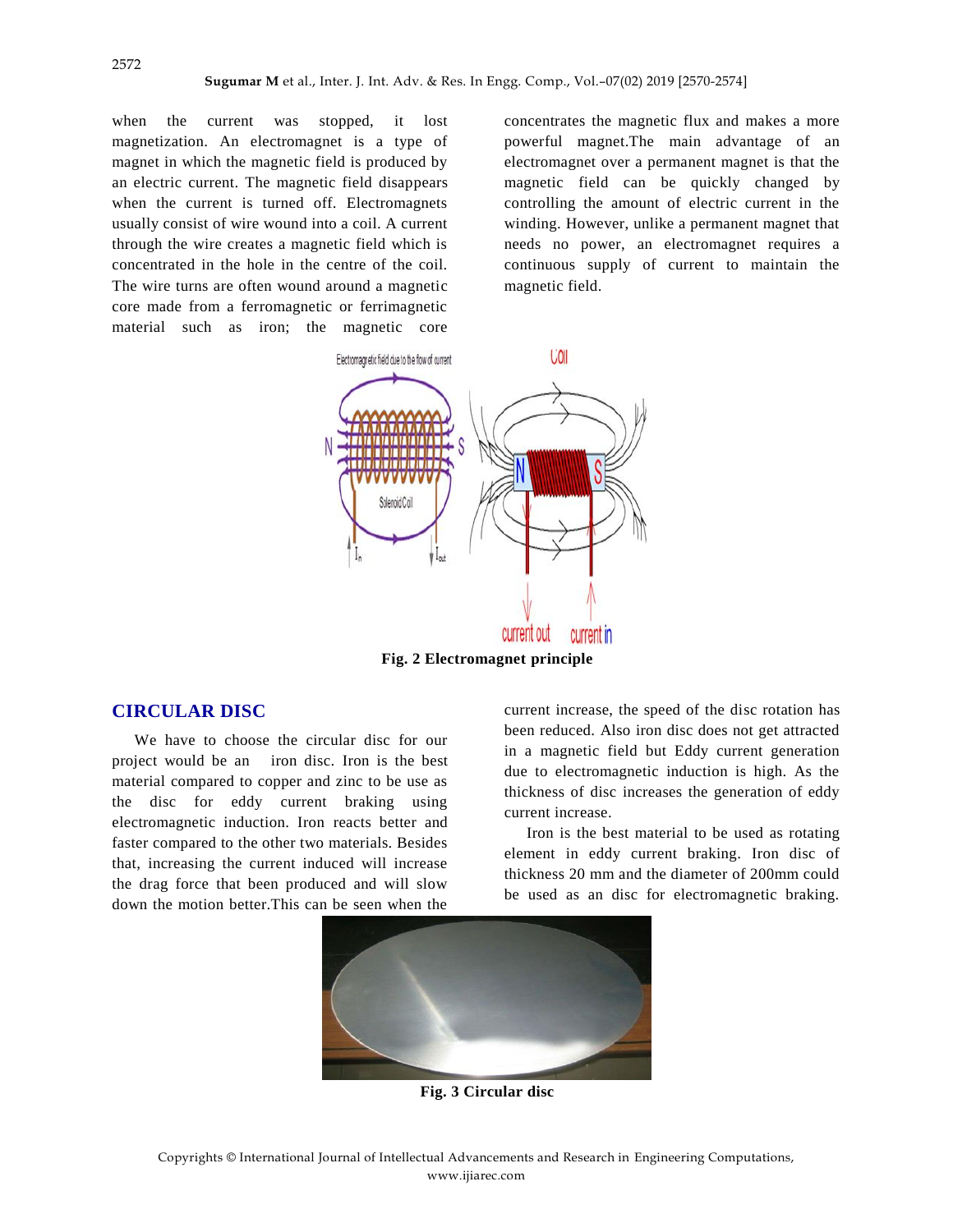when the current was stopped, it lost magnetization. An electromagnet is a type of magnet in which the magnetic field is produced by an electric current. The magnetic field disappears when the current is turned off. Electromagnets usually consist of wire wound into a coil. A current through the wire creates a magnetic field which is concentrated in the hole in the centre of the coil. The wire turns are often wound around a magnetic core made from a ferromagnetic or ferrimagnetic material such as iron; the magnetic core concentrates the magnetic flux and makes a more powerful magnet.The main advantage of an electromagnet over a permanent magnet is that the magnetic field can be quickly changed by controlling the amount of electric current in the winding. However, unlike a permanent magnet that needs no power, an electromagnet requires a continuous supply of current to maintain the magnetic field.

**Fig. 2 Electromagnet principle**

## CIRCULAR DISC

We have to choose the circular disc for our project would be an iron disc. Iron is the best material compared to copper and zinc to be use as the disc for eddy current braking using electromagnetic induction. Iron reacts better and faster compared to the other two materials. Besides that, increasing the current induced will increase the drag force that been produced and will slow down the motion better.This can be seen when the current increase, the speed of the disc rotation has been reduced. Also iron disc does not get attracted in a magnetic field but Eddy current generation due to electromagnetic induction is high. As the thickness of disc increases the generation of eddy current increase.

Iron is the best material to be used as rotating element in eddy current braking. Iron disc of thickness 20 mm and the diameter of 200mm could be used as an disc for electromagnetic braking.

**Fig. 3 Circular disc**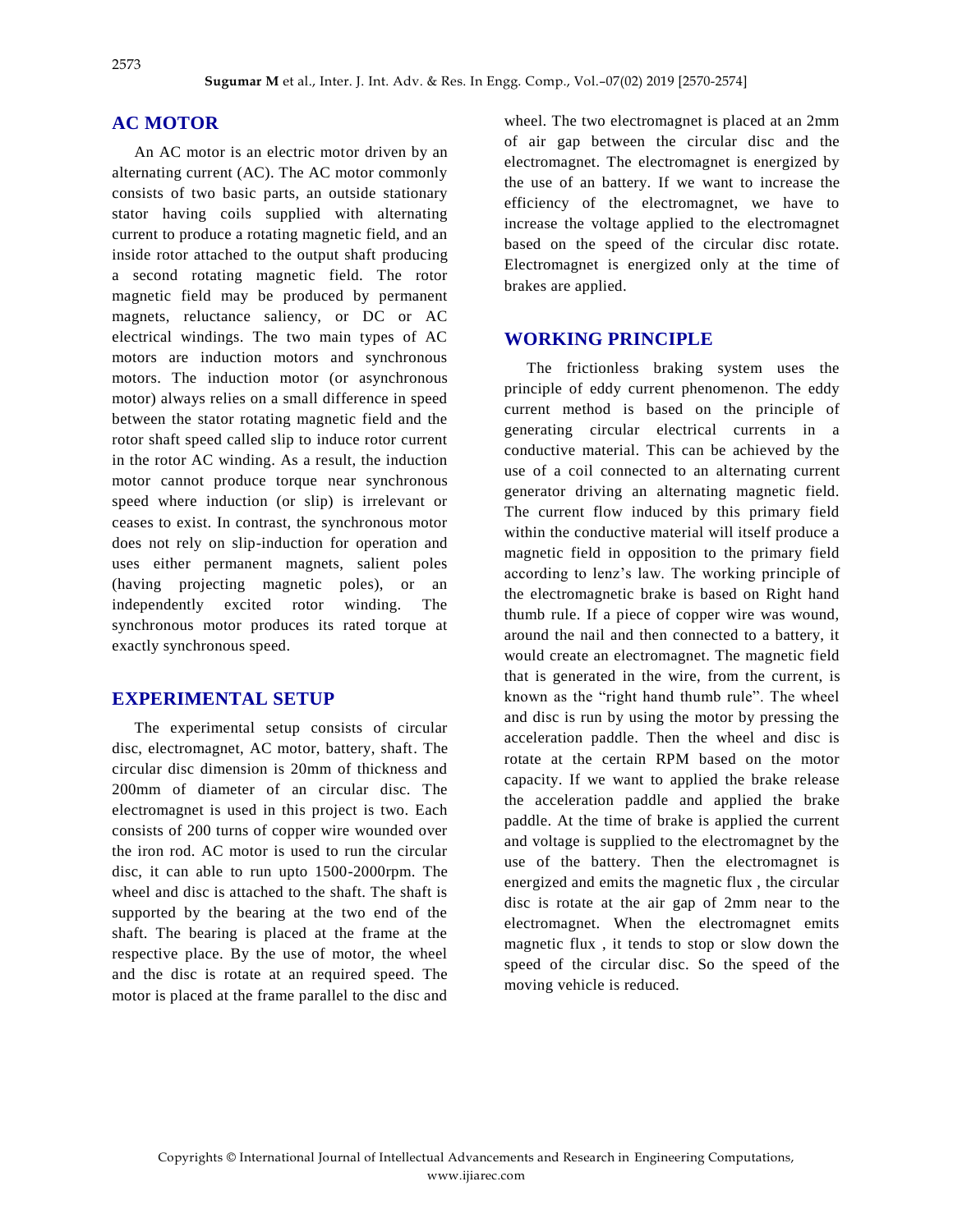## AC MOTOR

An AC motor is an electric motor driven by an alternating current (AC). The AC motor commonly consists of two basic parts, an outside stationary stator having coils supplied with alternating current to produce a rotating magnetic field, and an inside rotor attached to the output shaft producing a second rotating magnetic field. The rotor magnetic field may be produced by permanent magnets, reluctance saliency, or DC or AC electrical windings. The two main types of AC motors are induction motors and synchronous motors. The induction motor (or asynchronous motor) always relies on a small difference in speed between the stator rotating magnetic field and the rotor shaft speed called slip to induce rotor current in the rotor AC winding. As a result, the induction motor cannot produce torque near synchronous speed where induction (or slip) is irrelevant or ceases to exist. In contrast, the synchronous motor does not rely on slip-induction for operation and uses either permanent magnets, salient poles (having projecting magnetic poles), or an independently excited rotor winding. The synchronous motor produces its rated torque at exactly synchronous speed.

## EXPERIMENTAL SETUP

The experimental setup consists of circular disc, electromagnet, AC motor, battery, shaft. The circular disc dimension is 20mm of thickness and 200mm of diameter of an circular disc. The electromagnet is used in this project is two. Each consists of 200 turns of copper wire wounded over the iron rod. AC motor is used to run the circular disc, it can able to run upto 1500-2000rpm. The wheel and disc is attached to the shaft. The shaft is supported by the bearing at the two end of the shaft. The bearing is placed at the frame at the respective place. By the use of motor, the wheel and the disc is rotate at an required speed. The motor is placed at the frame parallel to the disc and wheel. The two electromagnet is placed at an 2mm of air gap between the circular disc and the electromagnet. The electromagnet is energized by the use of an battery. If we want to increase the efficiency of the electromagnet, we have to increase the voltage applied to the electromagnet based on the speed of the circular disc rotate. Electromagnet is energized only at the time of brakes are applied.

## WORKING PRINCIPLE

The frictionless braking system uses the principle of eddy current phenomenon. The eddy current method is based on the principle of generating circular electrical currents in a conductive material. This can be achieved by the use of a coil connected to an alternating current generator driving an alternating magnetic field. The current flow induced by this primary field within the conductive material will itself produce a magnetic field in opposition to the primary field according to lenz's law. The working principle of the electromagnetic brake is based on Right hand thumb rule. If a piece of copper wire was wound, around the nail and then connected to a battery, it would create an electromagnet. The magnetic field that is generated in the wire, from the current, is known as the "right hand thumb rule". The wheel and disc is run by using the motor by pressing the acceleration paddle. Then the wheel and disc is rotate at the certain RPM based on the motor capacity. If we want to applied the brake release the acceleration paddle and applied the brake paddle. At the time of brake is applied the current and voltage is supplied to the electromagnet by the use of the battery. Then the electromagnet is energized and emits the magnetic flux , the circular disc is rotate at the air gap of 2mm near to the electromagnet. When the electromagnet emits magnetic flux , it tends to stop or slow down the speed of the circular disc. So the speed of the moving vehicle is reduced.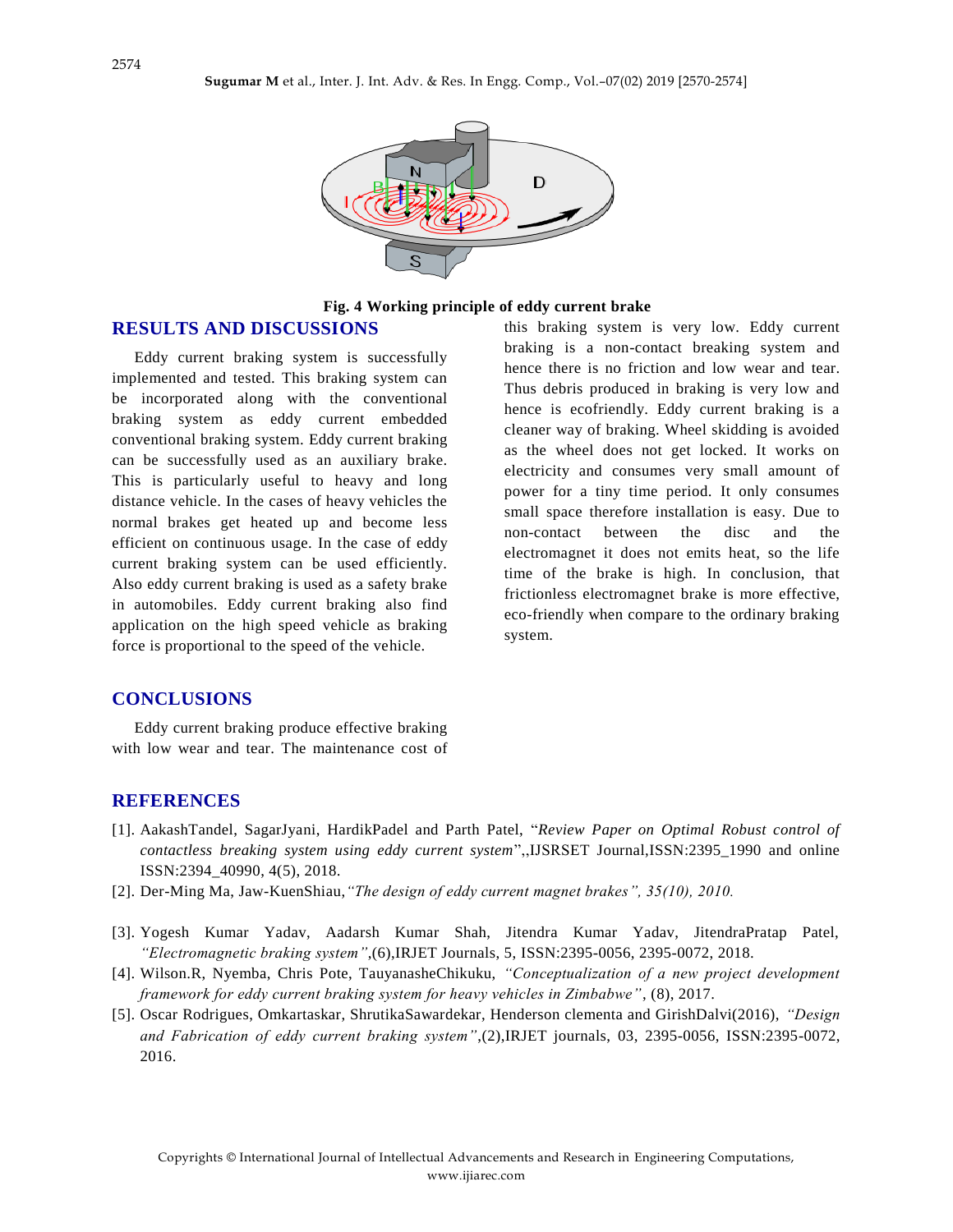Fig. 4 Working principle of eddy current brake

## RESULTS AND DISCUSSIONS

Eddy current braking system is successfully implemented and tested. This braking system can be incorporated along with the conventional braking system as eddy current embedded conventional braking system. Eddy current braking can be successfully used as an auxiliary brake. This is particularly useful to heavy and long distance vehicle. In the cases of heavy vehicles the normal brakes get heated up and become less efficient on continuous usage. In the case of eddy current braking system can be used efficiently. Also eddy current braking is used as a safety brake in automobiles. Eddy current braking also find application on the high speed vehicle as braking force is proportional to the speed of the vehicle.

## CONCLUSIONS

Eddy current braking produce effective braking with low wear and tear. The maintenance cost of this braking system is very low. Eddy current braking is a non-contact breaking system and hence there is no friction and low wear and tear. Thus debris produced in braking is very low and hence is ecofriendly. Eddy current braking is a cleaner way of braking. Wheel skidding is avoided as the wheel does not get locked. It works on electricity and consumes very small amount of power for a tiny time period. It only consumes small space therefore installation is easy. Due to non-contact between the disc and the electromagnet it does not emits heat, so the life time of the brake is high. In conclusion, that frictionless electromagnet brake is more effective, eco-friendly when compare to the ordinary braking system.

## REFERENCES

[1]. AakashTandel, SagarJyani, HardikPadel and Parth Patel, "*Review Paper on Optimal Robust control of contactless breaking system using eddy current system*",,IJSRSET Journal,ISSN:2395_1990 and online ISSN:2394_40990, 4(5), 2018.

[2]. Der-Ming Ma, Jaw-KuenShiau,*"The design of eddy current magnet brakes", 35(10), 2010.*

[3]. Yogesh Kumar Yadav, Aadarsh Kumar Shah, Jitendra Kumar Yadav, JitendraPratap Patel, *"Electromagnetic braking system"*,(6),IRJET Journals, 5, ISSN:2395-0056, 2395-0072, 2018.

[4]. Wilson.R, Nyemba, Chris Pote, TauyanasheChikuku, *"Conceptualization of a new project development framework for eddy current braking system for heavy vehicles in Zimbabwe"*, (8), 2017.

[5]. Oscar Rodrigues, Omkartaskar, ShrutikaSawardekar, Henderson clementa and GirishDalvi(2016), *"Design and Fabrication of eddy current braking system"*,(2),IRJET journals, 03, 2395-0056, ISSN:2395-0072, 2016.